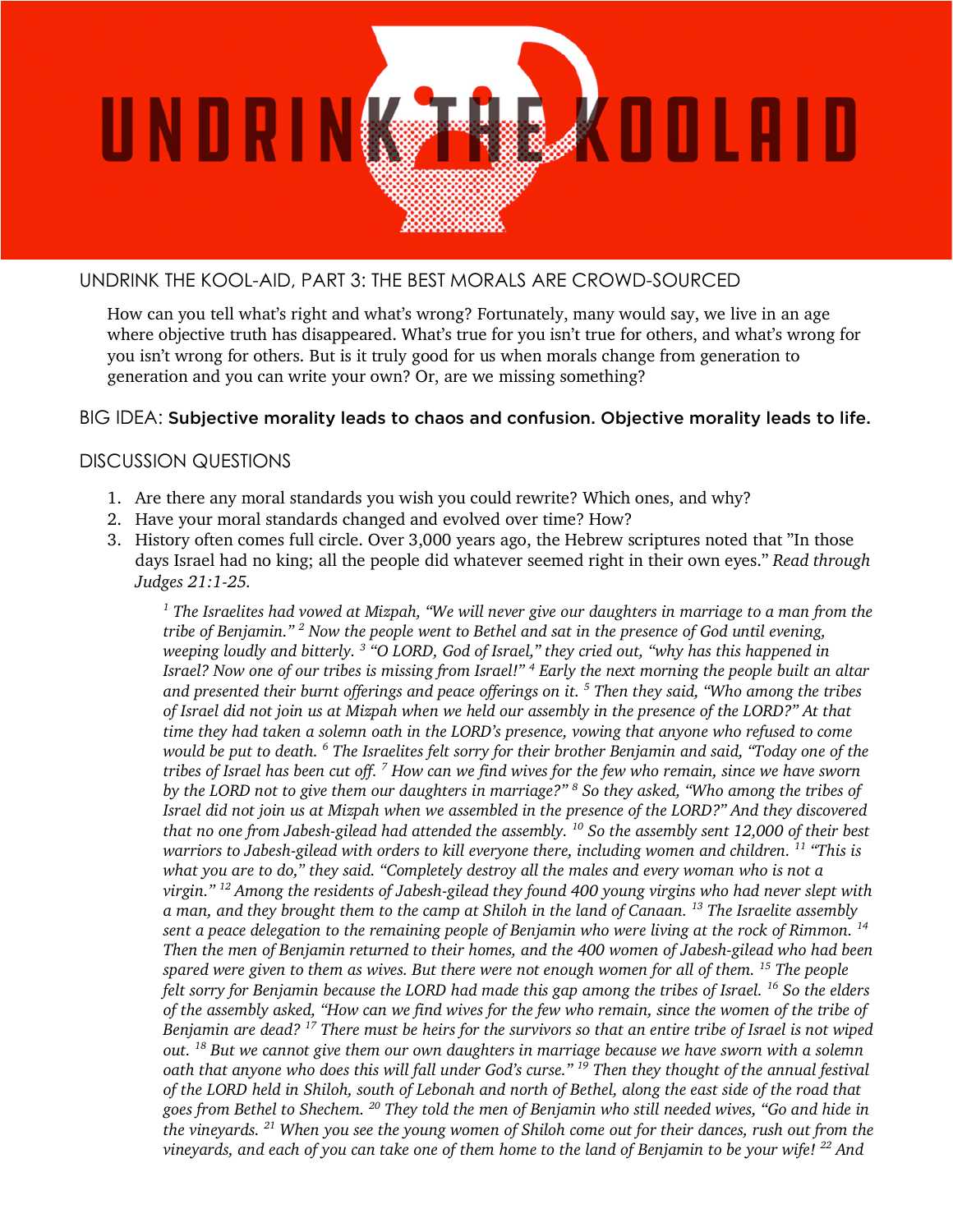# UNDRINK THE KOOLAID

## UNDRINK THE KOOL-AID, PART 3: THE BEST MORALS ARE CROWD-SOURCED

How can you tell what's right and what's wrong? Fortunately, many would say, we live in an age where objective truth has disappeared. What's true for you isn't true for others, and what's wrong for you isn't wrong for others. But is it truly good for us when morals change from generation to generation and you can write your own? Or, are we missing something?

BIG IDEA: **Subjective morality leads to chaos and confusion. Objective morality leads to life.**

## DISCUSSION QUESTIONS

1. Are there any moral standards you wish you could rewrite? Which ones, and why?
2. Have your moral standards changed and evolved over time? How?
3. History often comes full circle. Over 3,000 years ago, the Hebrew scriptures noted that "In those days Israel had no king; all the people did whatever seemed right in their own eyes." *Read through Judges 21:1-25.*

   *[1] The Israelites had vowed at Mizpah, "We will never give our daughters in marriage to a man from the tribe of Benjamin." [2] Now the people went to Bethel and sat in the presence of God until evening, weeping loudly and bitterly. [3] "O LORD, God of Israel," they cried out, "why has this happened in Israel? Now one of our tribes is missing from Israel!" [4] Early the next morning the people built an altar and presented their burnt offerings and peace offerings on it. [5] Then they said, "Who among the tribes of Israel did not join us at Mizpah when we held our assembly in the presence of the LORD?" At that time they had taken a solemn oath in the LORD's presence, vowing that anyone who refused to come would be put to death. [6] The Israelites felt sorry for their brother Benjamin and said, "Today one of the tribes of Israel has been cut off. [7] How can we find wives for the few who remain, since we have sworn by the LORD not to give them our daughters in marriage?" [8] So they asked, "Who among the tribes of Israel did not join us at Mizpah when we assembled in the presence of the LORD?" And they discovered that no one from Jabesh-gilead had attended the assembly. [10] So the assembly sent 12,000 of their best warriors to Jabesh-gilead with orders to kill everyone there, including women and children. [11] "This is what you are to do," they said. "Completely destroy all the males and every woman who is not a virgin." [12] Among the residents of Jabesh-gilead they found 400 young virgins who had never slept with a man, and they brought them to the camp at Shiloh in the land of Canaan. [13] The Israelite assembly sent a peace delegation to the remaining people of Benjamin who were living at the rock of Rimmon. [14] Then the men of Benjamin returned to their homes, and the 400 women of Jabesh-gilead who had been spared were given to them as wives. But there were not enough women for all of them. [15] The people felt sorry for Benjamin because the LORD had made this gap among the tribes of Israel. [16] So the elders of the assembly asked, "How can we find wives for the few who remain, since the women of the tribe of Benjamin are dead? [17] There must be heirs for the survivors so that an entire tribe of Israel is not wiped out. [18] But we cannot give them our own daughters in marriage because we have sworn with a solemn oath that anyone who does this will fall under God's curse." [19] Then they thought of the annual festival of the LORD held in Shiloh, south of Lebonah and north of Bethel, along the east side of the road that goes from Bethel to Shechem. [20] They told the men of Benjamin who still needed wives, "Go and hide in the vineyards. [21] When you see the young women of Shiloh come out for their dances, rush out from the vineyards, and each of you can take one of them home to the land of Benjamin to be your wife! [22] And*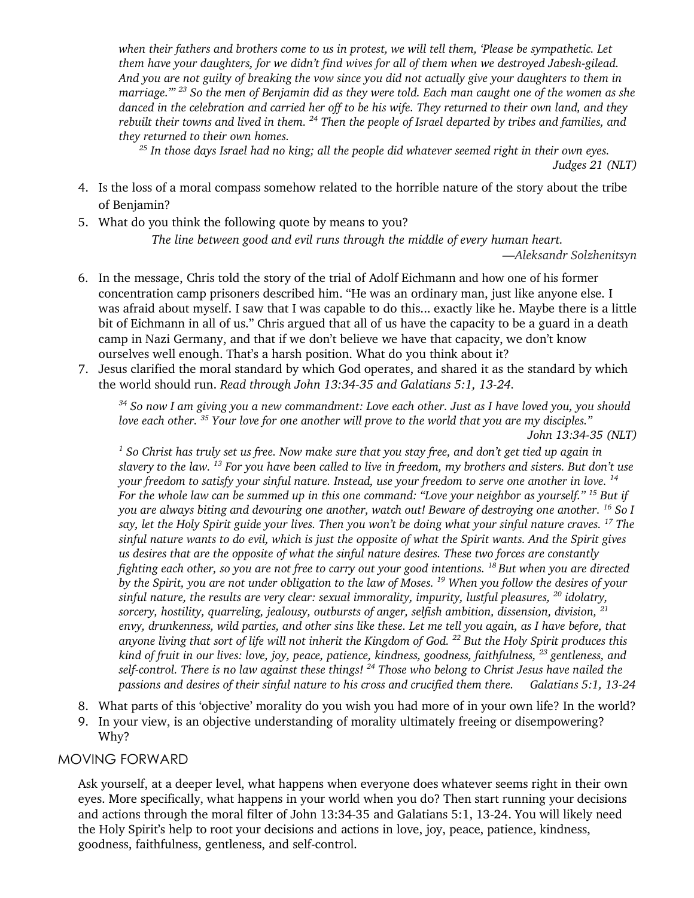*when their fathers and brothers come to us in protest, we will tell them, 'Please be sympathetic. Let them have your daughters, for we didn't find wives for all of them when we destroyed Jabesh-gilead. And you are not guilty of breaking the vow since you did not actually give your daughters to them in marriage.'" [23] So the men of Benjamin did as they were told. Each man caught one of the women as she danced in the celebration and carried her off to be his wife. They returned to their own land, and they rebuilt their towns and lived in them. [24] Then the people of Israel departed by tribes and families, and they returned to their own homes.*

*[25] In those days Israel had no king; all the people did whatever seemed right in their own eyes.*
*Judges 21 (NLT)*

4. Is the loss of a moral compass somehow related to the horrible nature of the story about the tribe of Benjamin?
5. What do you think the following quote by means to you?

   *The line between good and evil runs through the middle of every human heart.*
   *—Aleksandr Solzhenitsyn*

6. In the message, Chris told the story of the trial of Adolf Eichmann and how one of his former concentration camp prisoners described him. "He was an ordinary man, just like anyone else. I was afraid about myself. I saw that I was capable to do this... exactly like he. Maybe there is a little bit of Eichmann in all of us." Chris argued that all of us have the capacity to be a guard in a death camp in Nazi Germany, and that if we don't believe we have that capacity, we don't know ourselves well enough. That's a harsh position. What do you think about it?
7. Jesus clarified the moral standard by which God operates, and shared it as the standard by which the world should run. *Read through John 13:34-35 and Galatians 5:1, 13-24.*

   *[34] So now I am giving you a new commandment: Love each other. Just as I have loved you, you should love each other. [35] Your love for one another will prove to the world that you are my disciples."*
   *John 13:34-35 (NLT)*

   *[1] So Christ has truly set us free. Now make sure that you stay free, and don't get tied up again in slavery to the law. [13] For you have been called to live in freedom, my brothers and sisters. But don't use your freedom to satisfy your sinful nature. Instead, use your freedom to serve one another in love. [14] For the whole law can be summed up in this one command: "Love your neighbor as yourself." [15] But if you are always biting and devouring one another, watch out! Beware of destroying one another. [16] So I say, let the Holy Spirit guide your lives. Then you won't be doing what your sinful nature craves. [17] The sinful nature wants to do evil, which is just the opposite of what the Spirit wants. And the Spirit gives us desires that are the opposite of what the sinful nature desires. These two forces are constantly fighting each other, so you are not free to carry out your good intentions. [18] But when you are directed by the Spirit, you are not under obligation to the law of Moses. [19] When you follow the desires of your sinful nature, the results are very clear: sexual immorality, impurity, lustful pleasures, [20] idolatry, sorcery, hostility, quarreling, jealousy, outbursts of anger, selfish ambition, dissension, division, [21] envy, drunkenness, wild parties, and other sins like these. Let me tell you again, as I have before, that anyone living that sort of life will not inherit the Kingdom of God. [22] But the Holy Spirit produces this kind of fruit in our lives: love, joy, peace, patience, kindness, goodness, faithfulness, [23] gentleness, and self-control. There is no law against these things! [24] Those who belong to Christ Jesus have nailed the passions and desires of their sinful nature to his cross and crucified them there.* *Galatians 5:1, 13-24*

8. What parts of this 'objective' morality do you wish you had more of in your own life? In the world?
9. In your view, is an objective understanding of morality ultimately freeing or disempowering? Why?

## MOVING FORWARD

Ask yourself, at a deeper level, what happens when everyone does whatever seems right in their own eyes. More specifically, what happens in your world when you do? Then start running your decisions and actions through the moral filter of John 13:34-35 and Galatians 5:1, 13-24. You will likely need the Holy Spirit's help to root your decisions and actions in love, joy, peace, patience, kindness, goodness, faithfulness, gentleness, and self-control.